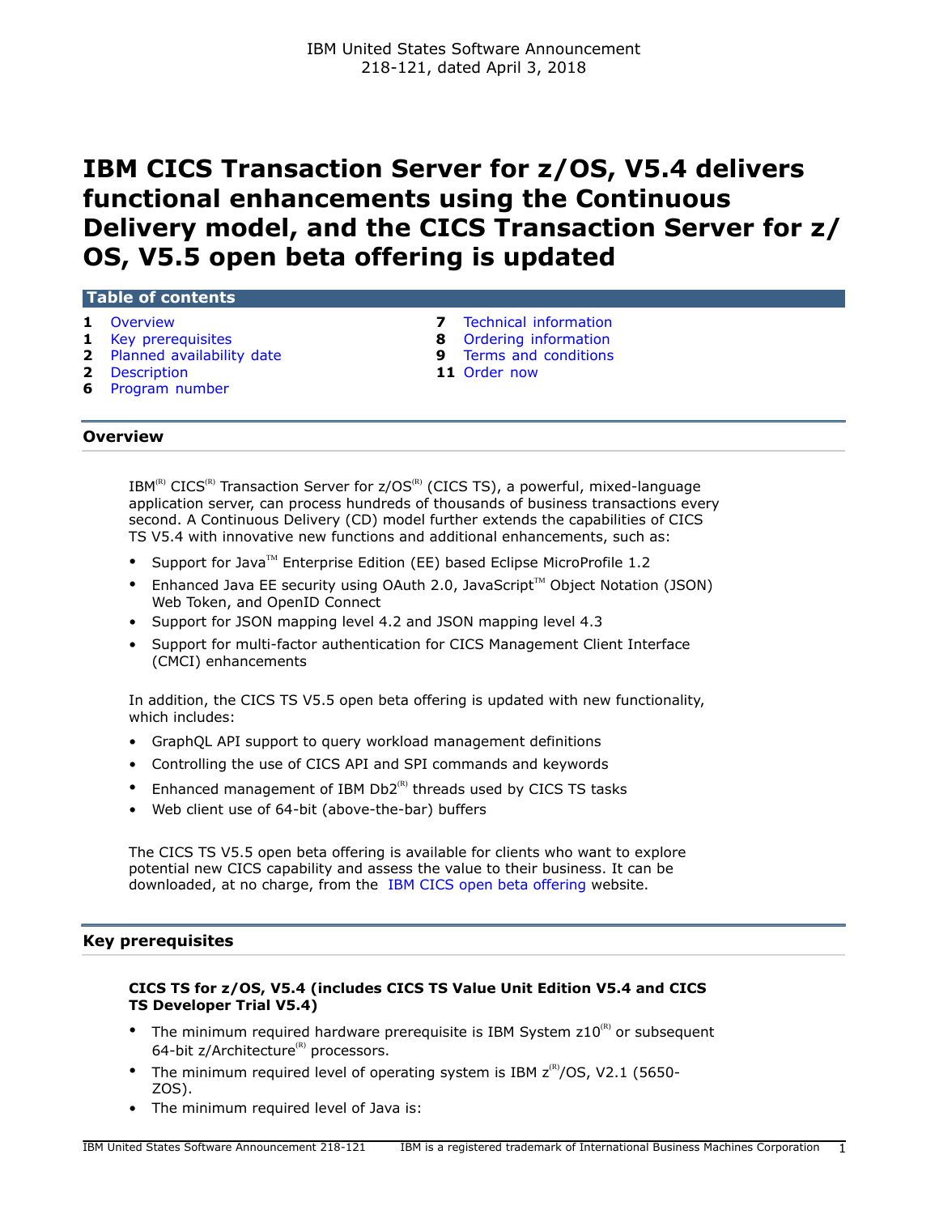IBM United States Software Announcement
218-121, dated April 3, 2018

# IBM CICS Transaction Server for z/OS, V5.4 delivers functional enhancements using the Continuous Delivery model, and the CICS Transaction Server for z/OS, V5.5 open beta offering is updated

**Table of contents**

- 1 Overview
- 1 Key prerequisites
- 2 Planned availability date
- 2 Description
- 6 Program number
- 7 Technical information
- 8 Ordering information
- 9 Terms and conditions
- 11 Order now

## Overview

IBM(R) CICS(R) Transaction Server for z/OS(R) (CICS TS), a powerful, mixed-language application server, can process hundreds of thousands of business transactions every second. A Continuous Delivery (CD) model further extends the capabilities of CICS TS V5.4 with innovative new functions and additional enhancements, such as:

- Support for Java(TM) Enterprise Edition (EE) based Eclipse MicroProfile 1.2
- Enhanced Java EE security using OAuth 2.0, JavaScript(TM) Object Notation (JSON) Web Token, and OpenID Connect
- Support for JSON mapping level 4.2 and JSON mapping level 4.3
- Support for multi-factor authentication for CICS Management Client Interface (CMCI) enhancements

In addition, the CICS TS V5.5 open beta offering is updated with new functionality, which includes:

- GraphQL API support to query workload management definitions
- Controlling the use of CICS API and SPI commands and keywords
- Enhanced management of IBM Db2(R) threads used by CICS TS tasks
- Web client use of 64-bit (above-the-bar) buffers

The CICS TS V5.5 open beta offering is available for clients who want to explore potential new CICS capability and assess the value to their business. It can be downloaded, at no charge, from the IBM CICS open beta offering website.

## Key prerequisites

**CICS TS for z/OS, V5.4 (includes CICS TS Value Unit Edition V5.4 and CICS TS Developer Trial V5.4)**

- The minimum required hardware prerequisite is IBM System z10(R) or subsequent 64-bit z/Architecture(R) processors.
- The minimum required level of operating system is IBM z(R)/OS, V2.1 (5650-ZOS).
- The minimum required level of Java is: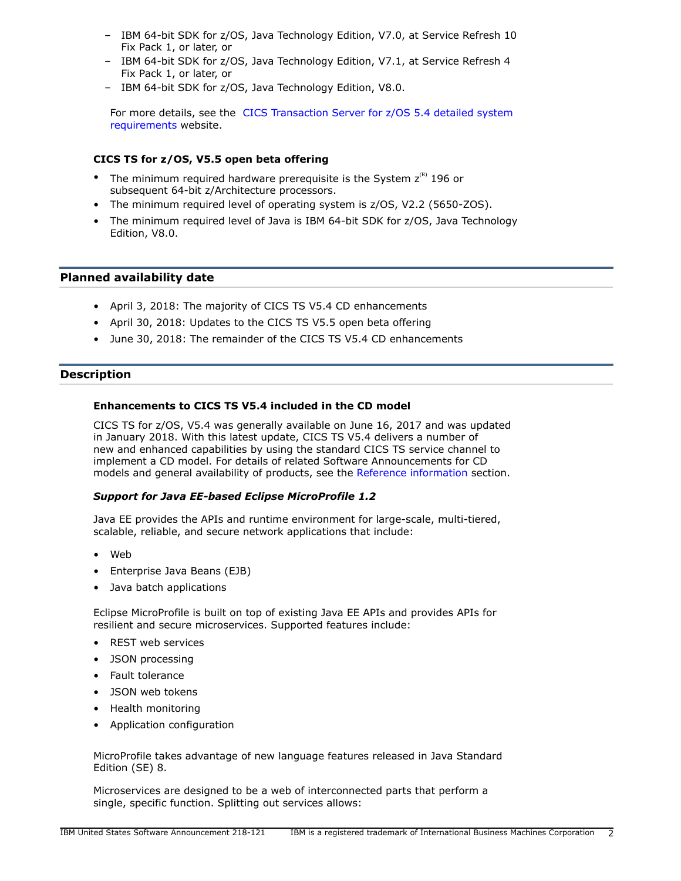- IBM 64-bit SDK for z/OS, Java Technology Edition, V7.0, at Service Refresh 10 Fix Pack 1, or later, or
- IBM 64-bit SDK for z/OS, Java Technology Edition, V7.1, at Service Refresh 4 Fix Pack 1, or later, or
- IBM 64-bit SDK for z/OS, Java Technology Edition, V8.0.

For more details, see the CICS Transaction Server for z/OS 5.4 detailed system requirements website.

### CICS TS for z/OS, V5.5 open beta offering

- The minimum required hardware prerequisite is the System z(R) 196 or subsequent 64-bit z/Architecture processors.
- The minimum required level of operating system is z/OS, V2.2 (5650-ZOS).
- The minimum required level of Java is IBM 64-bit SDK for z/OS, Java Technology Edition, V8.0.

## Planned availability date

- April 3, 2018: The majority of CICS TS V5.4 CD enhancements
- April 30, 2018: Updates to the CICS TS V5.5 open beta offering
- June 30, 2018: The remainder of the CICS TS V5.4 CD enhancements

## Description

### Enhancements to CICS TS V5.4 included in the CD model

CICS TS for z/OS, V5.4 was generally available on June 16, 2017 and was updated in January 2018. With this latest update, CICS TS V5.4 delivers a number of new and enhanced capabilities by using the standard CICS TS service channel to implement a CD model. For details of related Software Announcements for CD models and general availability of products, see the Reference information section.

***Support for Java EE-based Eclipse MicroProfile 1.2***

Java EE provides the APIs and runtime environment for large-scale, multi-tiered, scalable, reliable, and secure network applications that include:

- Web
- Enterprise Java Beans (EJB)
- Java batch applications

Eclipse MicroProfile is built on top of existing Java EE APIs and provides APIs for resilient and secure microservices. Supported features include:

- REST web services
- JSON processing
- Fault tolerance
- JSON web tokens
- Health monitoring
- Application configuration

MicroProfile takes advantage of new language features released in Java Standard Edition (SE) 8.

Microservices are designed to be a web of interconnected parts that perform a single, specific function. Splitting out services allows: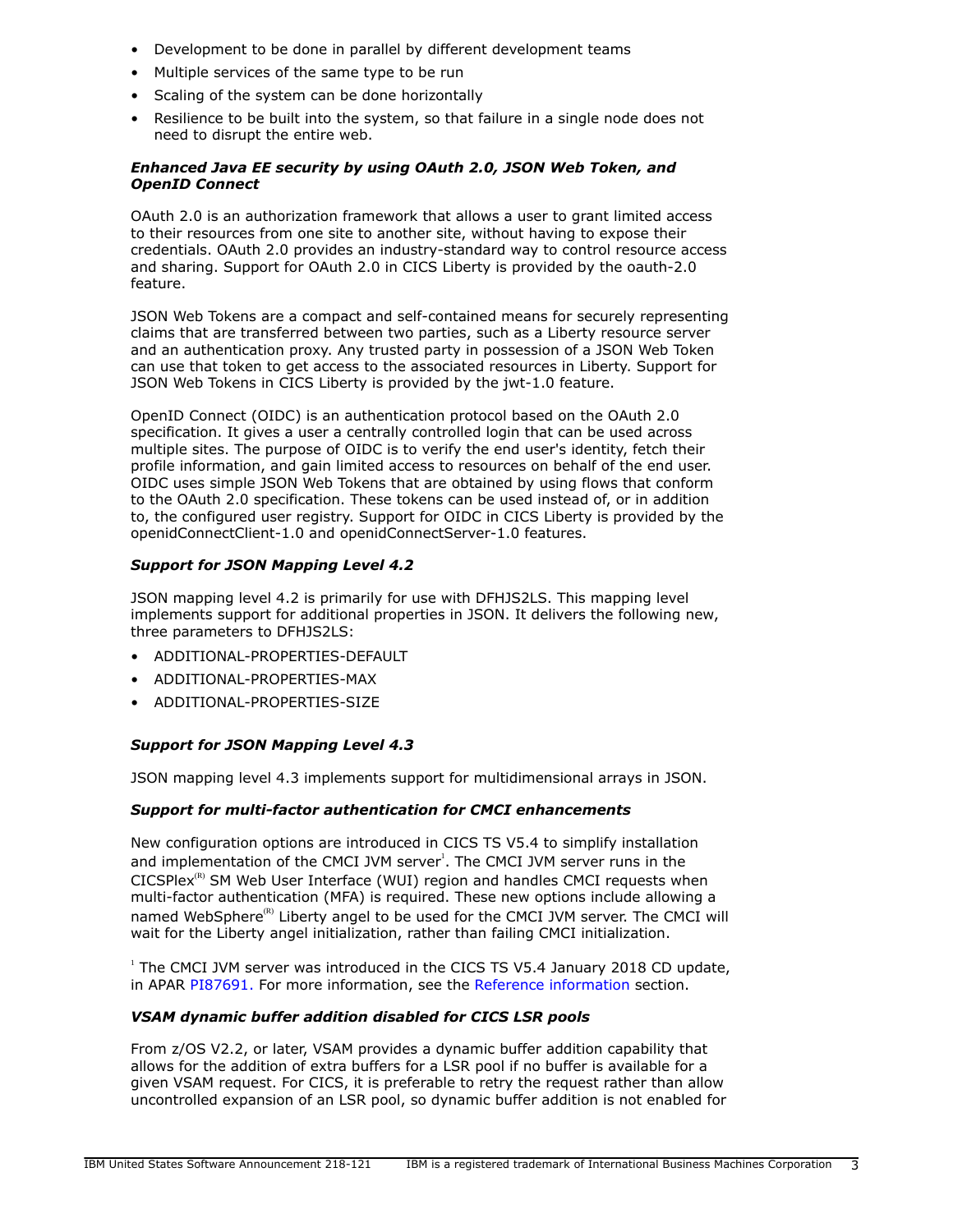- Development to be done in parallel by different development teams
- Multiple services of the same type to be run
- Scaling of the system can be done horizontally
- Resilience to be built into the system, so that failure in a single node does not need to disrupt the entire web.

***Enhanced Java EE security by using OAuth 2.0, JSON Web Token, and OpenID Connect***

OAuth 2.0 is an authorization framework that allows a user to grant limited access to their resources from one site to another site, without having to expose their credentials. OAuth 2.0 provides an industry-standard way to control resource access and sharing. Support for OAuth 2.0 in CICS Liberty is provided by the oauth-2.0 feature.

JSON Web Tokens are a compact and self-contained means for securely representing claims that are transferred between two parties, such as a Liberty resource server and an authentication proxy. Any trusted party in possession of a JSON Web Token can use that token to get access to the associated resources in Liberty. Support for JSON Web Tokens in CICS Liberty is provided by the jwt-1.0 feature.

OpenID Connect (OIDC) is an authentication protocol based on the OAuth 2.0 specification. It gives a user a centrally controlled login that can be used across multiple sites. The purpose of OIDC is to verify the end user's identity, fetch their profile information, and gain limited access to resources on behalf of the end user. OIDC uses simple JSON Web Tokens that are obtained by using flows that conform to the OAuth 2.0 specification. These tokens can be used instead of, or in addition to, the configured user registry. Support for OIDC in CICS Liberty is provided by the openidConnectClient-1.0 and openidConnectServer-1.0 features.

***Support for JSON Mapping Level 4.2***

JSON mapping level 4.2 is primarily for use with DFHJS2LS. This mapping level implements support for additional properties in JSON. It delivers the following new, three parameters to DFHJS2LS:

- ADDITIONAL-PROPERTIES-DEFAULT
- ADDITIONAL-PROPERTIES-MAX
- ADDITIONAL-PROPERTIES-SIZE

***Support for JSON Mapping Level 4.3***

JSON mapping level 4.3 implements support for multidimensional arrays in JSON.

***Support for multi-factor authentication for CMCI enhancements***

New configuration options are introduced in CICS TS V5.4 to simplify installation and implementation of the CMCI JVM server[1]. The CMCI JVM server runs in the CICSPlex(R) SM Web User Interface (WUI) region and handles CMCI requests when multi-factor authentication (MFA) is required. These new options include allowing a named WebSphere(R) Liberty angel to be used for the CMCI JVM server. The CMCI will wait for the Liberty angel initialization, rather than failing CMCI initialization.

[1] The CMCI JVM server was introduced in the CICS TS V5.4 January 2018 CD update, in APAR PI87691. For more information, see the Reference information section.

***VSAM dynamic buffer addition disabled for CICS LSR pools***

From z/OS V2.2, or later, VSAM provides a dynamic buffer addition capability that allows for the addition of extra buffers for a LSR pool if no buffer is available for a given VSAM request. For CICS, it is preferable to retry the request rather than allow uncontrolled expansion of an LSR pool, so dynamic buffer addition is not enabled for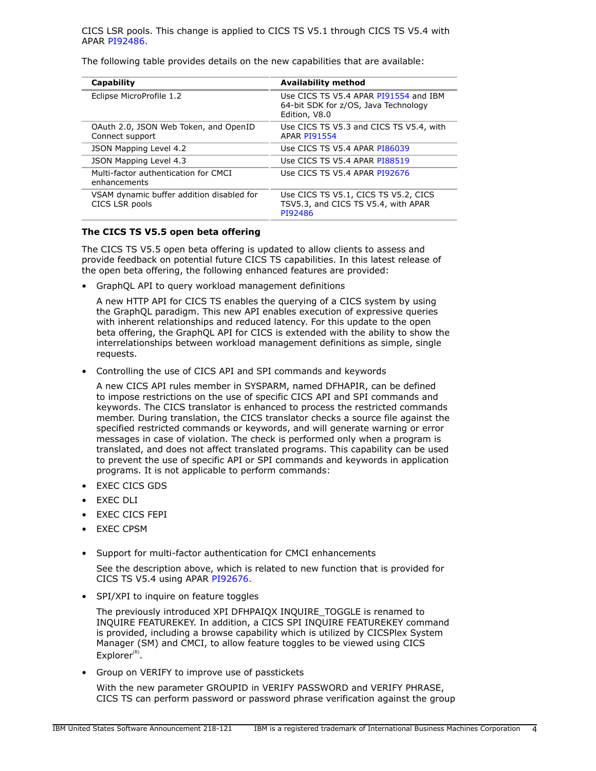CICS LSR pools. This change is applied to CICS TS V5.1 through CICS TS V5.4 with APAR PI92486.

The following table provides details on the new capabilities that are available:

| Capability | Availability method |
| --- | --- |
| Eclipse MicroProfile 1.2 | Use CICS TS V5.4 APAR PI91554 and IBM 64-bit SDK for z/OS, Java Technology Edition, V8.0 |
| OAuth 2.0, JSON Web Token, and OpenID Connect support | Use CICS TS V5.3 and CICS TS V5.4, with APAR PI91554 |
| JSON Mapping Level 4.2 | Use CICS TS V5.4 APAR PI86039 |
| JSON Mapping Level 4.3 | Use CICS TS V5.4 APAR PI88519 |
| Multi-factor authentication for CMCI enhancements | Use CICS TS V5.4 APAR PI92676 |
| VSAM dynamic buffer addition disabled for CICS LSR pools | Use CICS TS V5.1, CICS TS V5.2, CICS TSV5.3, and CICS TS V5.4, with APAR PI92486 |

**The CICS TS V5.5 open beta offering**

The CICS TS V5.5 open beta offering is updated to allow clients to assess and provide feedback on potential future CICS TS capabilities. In this latest release of the open beta offering, the following enhanced features are provided:

- GraphQL API to query workload management definitions

  A new HTTP API for CICS TS enables the querying of a CICS system by using the GraphQL paradigm. This new API enables execution of expressive queries with inherent relationships and reduced latency. For this update to the open beta offering, the GraphQL API for CICS is extended with the ability to show the interrelationships between workload management definitions as simple, single requests.

- Controlling the use of CICS API and SPI commands and keywords

  A new CICS API rules member in SYSPARM, named DFHAPIR, can be defined to impose restrictions on the use of specific CICS API and SPI commands and keywords. The CICS translator is enhanced to process the restricted commands member. During translation, the CICS translator checks a source file against the specified restricted commands or keywords, and will generate warning or error messages in case of violation. The check is performed only when a program is translated, and does not affect translated programs. This capability can be used to prevent the use of specific API or SPI commands and keywords in application programs. It is not applicable to perform commands:

- EXEC CICS GDS
- EXEC DLI
- EXEC CICS FEPI
- EXEC CPSM

- Support for multi-factor authentication for CMCI enhancements

  See the description above, which is related to new function that is provided for CICS TS V5.4 using APAR PI92676.

- SPI/XPI to inquire on feature toggles

  The previously introduced XPI DFHPAIQX INQUIRE_TOGGLE is renamed to INQUIRE FEATUREKEY. In addition, a CICS SPI INQUIRE FEATUREKEY command is provided, including a browse capability which is utilized by CICSPlex System Manager (SM) and CMCI, to allow feature toggles to be viewed using CICS Explorer(R).

- Group on VERIFY to improve use of passtickets

  With the new parameter GROUPID in VERIFY PASSWORD and VERIFY PHRASE, CICS TS can perform password or password phrase verification against the group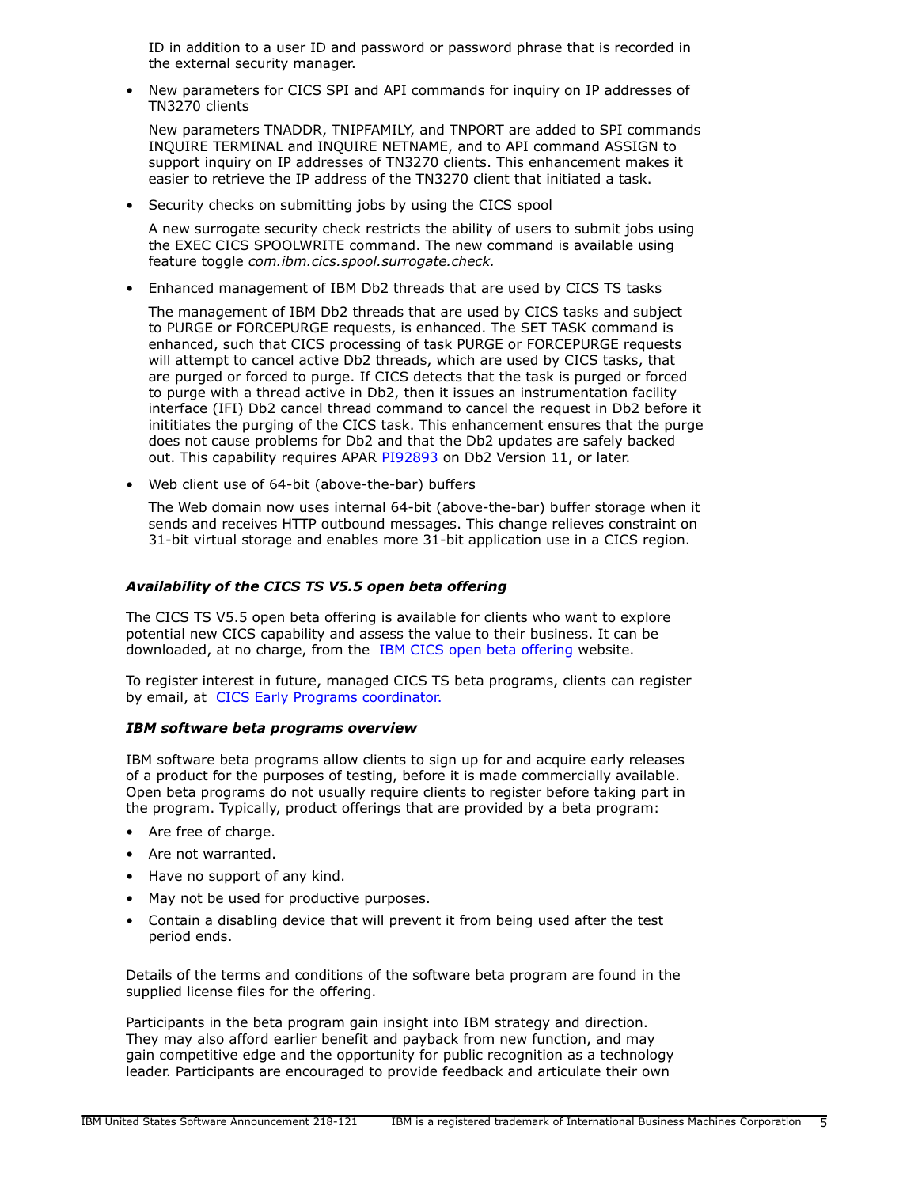ID in addition to a user ID and password or password phrase that is recorded in the external security manager.

- New parameters for CICS SPI and API commands for inquiry on IP addresses of TN3270 clients

  New parameters TNADDR, TNIPFAMILY, and TNPORT are added to SPI commands INQUIRE TERMINAL and INQUIRE NETNAME, and to API command ASSIGN to support inquiry on IP addresses of TN3270 clients. This enhancement makes it easier to retrieve the IP address of the TN3270 client that initiated a task.

- Security checks on submitting jobs by using the CICS spool

  A new surrogate security check restricts the ability of users to submit jobs using the EXEC CICS SPOOLWRITE command. The new command is available using feature toggle *com.ibm.cics.spool.surrogate.check.*

- Enhanced management of IBM Db2 threads that are used by CICS TS tasks

  The management of IBM Db2 threads that are used by CICS tasks and subject to PURGE or FORCEPURGE requests, is enhanced. The SET TASK command is enhanced, such that CICS processing of task PURGE or FORCEPURGE requests will attempt to cancel active Db2 threads, which are used by CICS tasks, that are purged or forced to purge. If CICS detects that the task is purged or forced to purge with a thread active in Db2, then it issues an instrumentation facility interface (IFI) Db2 cancel thread command to cancel the request in Db2 before it inititiates the purging of the CICS task. This enhancement ensures that the purge does not cause problems for Db2 and that the Db2 updates are safely backed out. This capability requires APAR PI92893 on Db2 Version 11, or later.

- Web client use of 64-bit (above-the-bar) buffers

  The Web domain now uses internal 64-bit (above-the-bar) buffer storage when it sends and receives HTTP outbound messages. This change relieves constraint on 31-bit virtual storage and enables more 31-bit application use in a CICS region.

### *Availability of the CICS TS V5.5 open beta offering*

The CICS TS V5.5 open beta offering is available for clients who want to explore potential new CICS capability and assess the value to their business. It can be downloaded, at no charge, from the IBM CICS open beta offering website.

To register interest in future, managed CICS TS beta programs, clients can register by email, at CICS Early Programs coordinator.

### *IBM software beta programs overview*

IBM software beta programs allow clients to sign up for and acquire early releases of a product for the purposes of testing, before it is made commercially available. Open beta programs do not usually require clients to register before taking part in the program. Typically, product offerings that are provided by a beta program:

- Are free of charge.
- Are not warranted.
- Have no support of any kind.
- May not be used for productive purposes.
- Contain a disabling device that will prevent it from being used after the test period ends.

Details of the terms and conditions of the software beta program are found in the supplied license files for the offering.

Participants in the beta program gain insight into IBM strategy and direction. They may also afford earlier benefit and payback from new function, and may gain competitive edge and the opportunity for public recognition as a technology leader. Participants are encouraged to provide feedback and articulate their own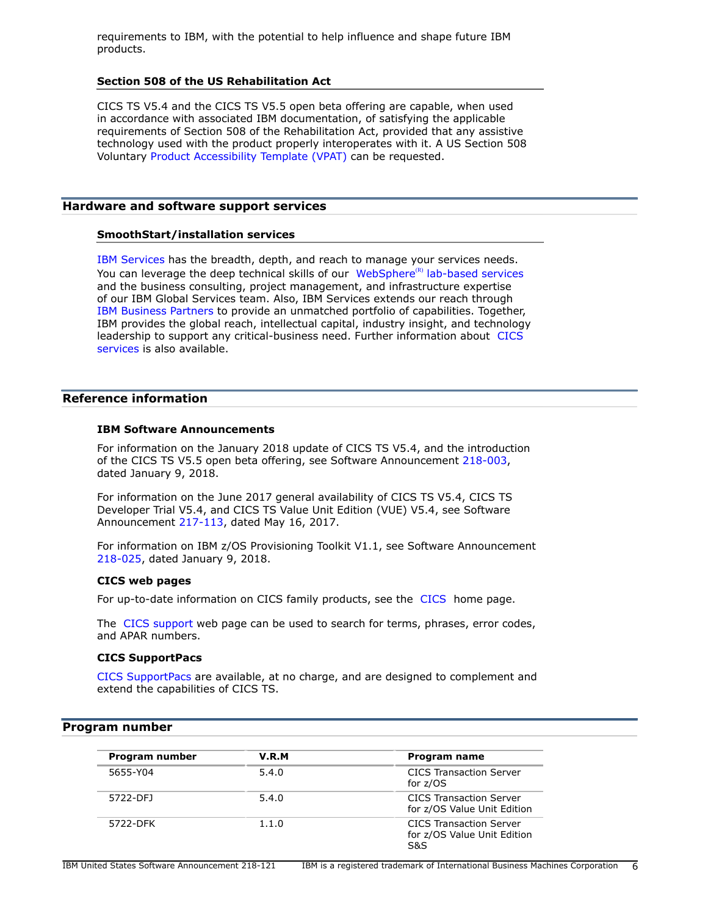requirements to IBM, with the potential to help influence and shape future IBM products.

### Section 508 of the US Rehabilitation Act

CICS TS V5.4 and the CICS TS V5.5 open beta offering are capable, when used in accordance with associated IBM documentation, of satisfying the applicable requirements of Section 508 of the Rehabilitation Act, provided that any assistive technology used with the product properly interoperates with it. A US Section 508 Voluntary Product Accessibility Template (VPAT) can be requested.

## Hardware and software support services

### SmoothStart/installation services

IBM Services has the breadth, depth, and reach to manage your services needs. You can leverage the deep technical skills of our WebSphere(R) lab-based services and the business consulting, project management, and infrastructure expertise of our IBM Global Services team. Also, IBM Services extends our reach through IBM Business Partners to provide an unmatched portfolio of capabilities. Together, IBM provides the global reach, intellectual capital, industry insight, and technology leadership to support any critical-business need. Further information about CICS services is also available.

## Reference information

### IBM Software Announcements

For information on the January 2018 update of CICS TS V5.4, and the introduction of the CICS TS V5.5 open beta offering, see Software Announcement 218-003, dated January 9, 2018.

For information on the June 2017 general availability of CICS TS V5.4, CICS TS Developer Trial V5.4, and CICS TS Value Unit Edition (VUE) V5.4, see Software Announcement 217-113, dated May 16, 2017.

For information on IBM z/OS Provisioning Toolkit V1.1, see Software Announcement 218-025, dated January 9, 2018.

### CICS web pages

For up-to-date information on CICS family products, see the CICS home page.

The CICS support web page can be used to search for terms, phrases, error codes, and APAR numbers.

### CICS SupportPacs

CICS SupportPacs are available, at no charge, and are designed to complement and extend the capabilities of CICS TS.

## Program number

| Program number | V.R.M | Program name |
|---|---|---|
| 5655-Y04 | 5.4.0 | CICS Transaction Server for z/OS |
| 5722-DFJ | 5.4.0 | CICS Transaction Server for z/OS Value Unit Edition |
| 5722-DFK | 1.1.0 | CICS Transaction Server for z/OS Value Unit Edition S&S |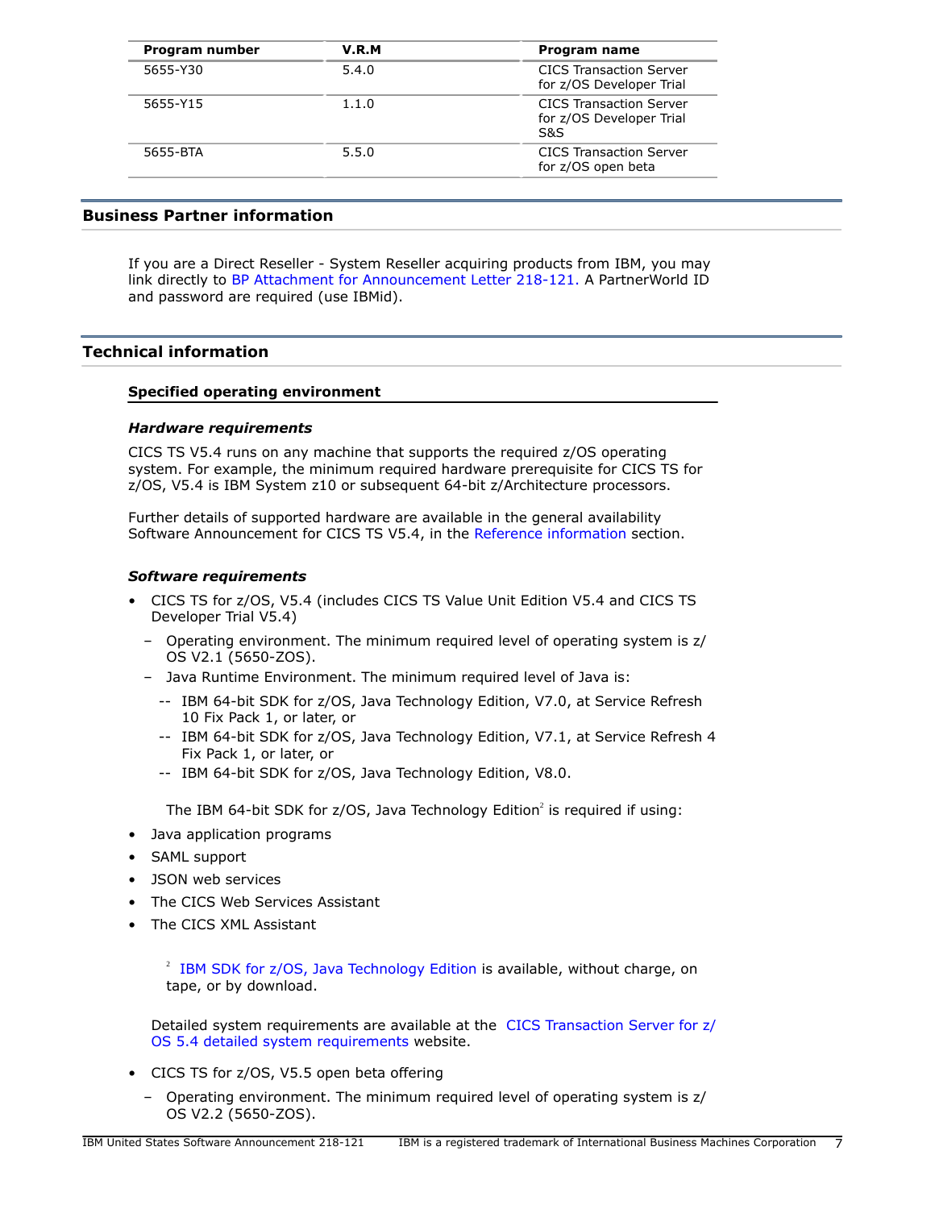| Program number | V.R.M | Program name |
| --- | --- | --- |
| 5655-Y30 | 5.4.0 | CICS Transaction Server for z/OS Developer Trial |
| 5655-Y15 | 1.1.0 | CICS Transaction Server for z/OS Developer Trial S&S |
| 5655-BTA | 5.5.0 | CICS Transaction Server for z/OS open beta |

## Business Partner information

If you are a Direct Reseller - System Reseller acquiring products from IBM, you may link directly to BP Attachment for Announcement Letter 218-121. A PartnerWorld ID and password are required (use IBMid).

## Technical information

### Specified operating environment

#### *Hardware requirements*

CICS TS V5.4 runs on any machine that supports the required z/OS operating system. For example, the minimum required hardware prerequisite for CICS TS for z/OS, V5.4 is IBM System z10 or subsequent 64-bit z/Architecture processors.

Further details of supported hardware are available in the general availability Software Announcement for CICS TS V5.4, in the Reference information section.

#### *Software requirements*

- CICS TS for z/OS, V5.4 (includes CICS TS Value Unit Edition V5.4 and CICS TS Developer Trial V5.4)
  - Operating environment. The minimum required level of operating system is z/OS V2.1 (5650-ZOS).
  - Java Runtime Environment. The minimum required level of Java is:
    - IBM 64-bit SDK for z/OS, Java Technology Edition, V7.0, at Service Refresh 10 Fix Pack 1, or later, or
    - IBM 64-bit SDK for z/OS, Java Technology Edition, V7.1, at Service Refresh 4 Fix Pack 1, or later, or
    - IBM 64-bit SDK for z/OS, Java Technology Edition, V8.0.

    The IBM 64-bit SDK for z/OS, Java Technology Edition[2] is required if using:
- Java application programs
- SAML support
- JSON web services
- The CICS Web Services Assistant
- The CICS XML Assistant

  [2] IBM SDK for z/OS, Java Technology Edition is available, without charge, on tape, or by download.

  Detailed system requirements are available at the CICS Transaction Server for z/OS 5.4 detailed system requirements website.

- CICS TS for z/OS, V5.5 open beta offering
  - Operating environment. The minimum required level of operating system is z/OS V2.2 (5650-ZOS).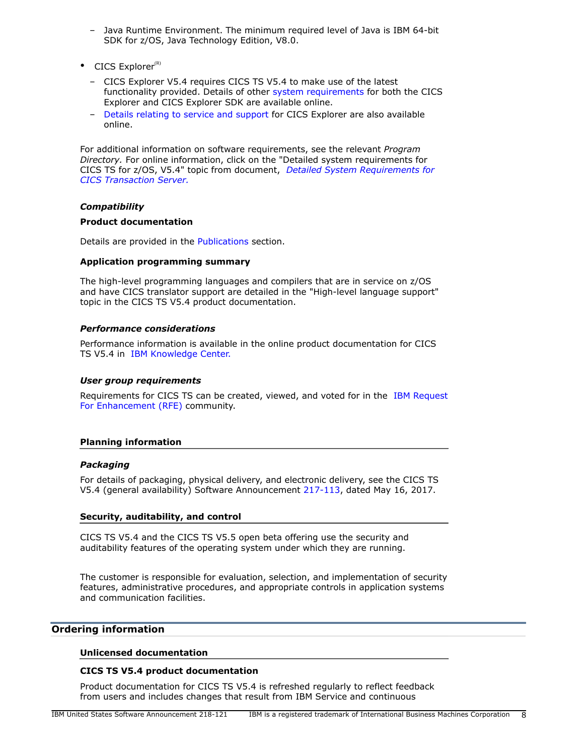- Java Runtime Environment. The minimum required level of Java is IBM 64-bit SDK for z/OS, Java Technology Edition, V8.0.

- CICS Explorer[(R)]
  - CICS Explorer V5.4 requires CICS TS V5.4 to make use of the latest functionality provided. Details of other system requirements for both the CICS Explorer and CICS Explorer SDK are available online.
  - Details relating to service and support for CICS Explorer are also available online.

For additional information on software requirements, see the relevant *Program Directory.* For online information, click on the "Detailed system requirements for CICS TS for z/OS, V5.4" topic from document, *Detailed System Requirements for CICS Transaction Server.*

### *Compatibility*

**Product documentation**

Details are provided in the Publications section.

**Application programming summary**

The high-level programming languages and compilers that are in service on z/OS and have CICS translator support are detailed in the "High-level language support" topic in the CICS TS V5.4 product documentation.

### *Performance considerations*

Performance information is available in the online product documentation for CICS TS V5.4 in IBM Knowledge Center.

### *User group requirements*

Requirements for CICS TS can be created, viewed, and voted for in the IBM Request For Enhancement (RFE) community.

### Planning information

### *Packaging*

For details of packaging, physical delivery, and electronic delivery, see the CICS TS V5.4 (general availability) Software Announcement 217-113, dated May 16, 2017.

### Security, auditability, and control

CICS TS V5.4 and the CICS TS V5.5 open beta offering use the security and auditability features of the operating system under which they are running.

The customer is responsible for evaluation, selection, and implementation of security features, administrative procedures, and appropriate controls in application systems and communication facilities.

## Ordering information

### Unlicensed documentation

**CICS TS V5.4 product documentation**

Product documentation for CICS TS V5.4 is refreshed regularly to reflect feedback from users and includes changes that result from IBM Service and continuous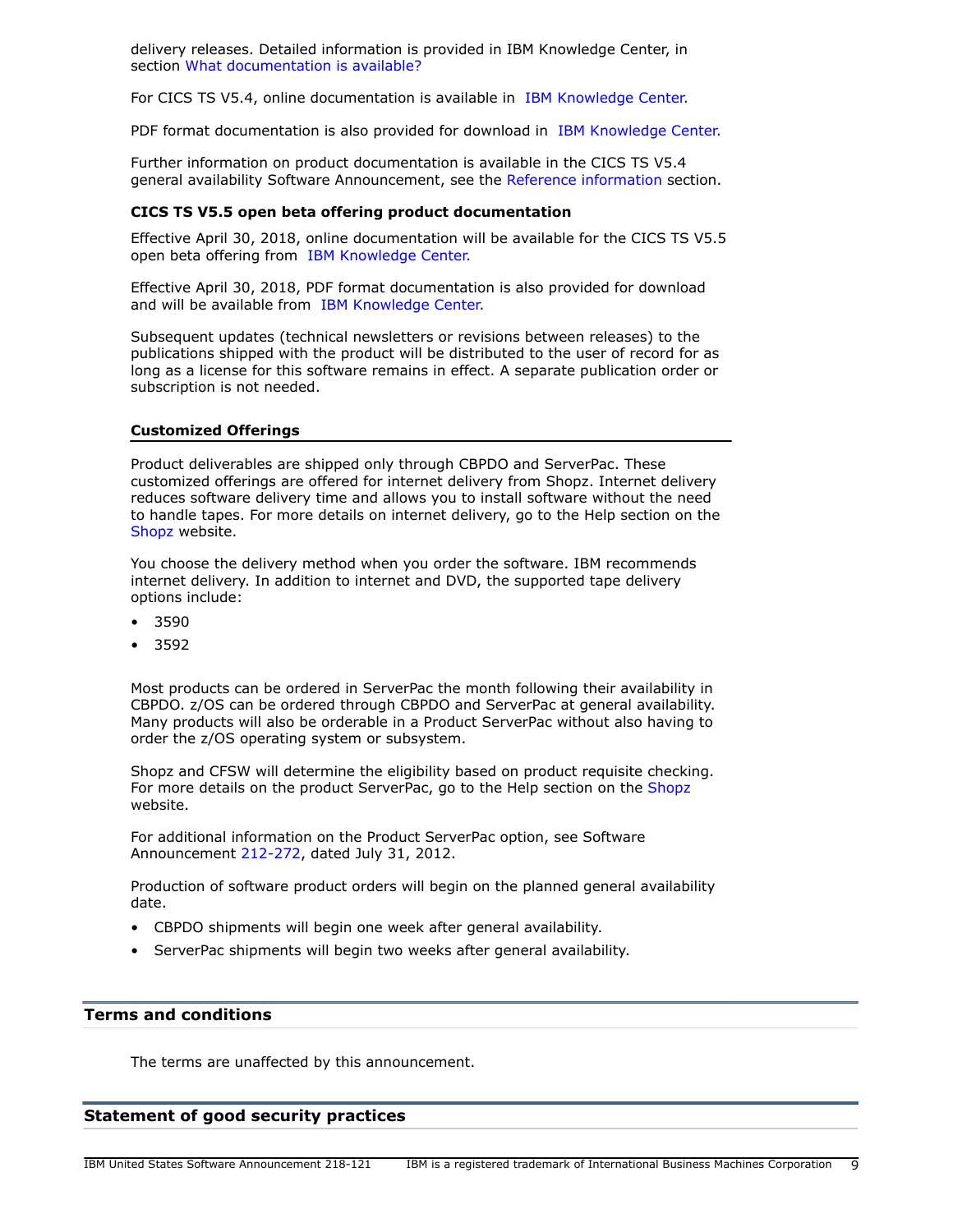delivery releases. Detailed information is provided in IBM Knowledge Center, in section What documentation is available?

For CICS TS V5.4, online documentation is available in IBM Knowledge Center.

PDF format documentation is also provided for download in IBM Knowledge Center.

Further information on product documentation is available in the CICS TS V5.4 general availability Software Announcement, see the Reference information section.

**CICS TS V5.5 open beta offering product documentation**

Effective April 30, 2018, online documentation will be available for the CICS TS V5.5 open beta offering from IBM Knowledge Center.

Effective April 30, 2018, PDF format documentation is also provided for download and will be available from IBM Knowledge Center.

Subsequent updates (technical newsletters or revisions between releases) to the publications shipped with the product will be distributed to the user of record for as long as a license for this software remains in effect. A separate publication order or subscription is not needed.

### Customized Offerings

Product deliverables are shipped only through CBPDO and ServerPac. These customized offerings are offered for internet delivery from Shopz. Internet delivery reduces software delivery time and allows you to install software without the need to handle tapes. For more details on internet delivery, go to the Help section on the Shopz website.

You choose the delivery method when you order the software. IBM recommends internet delivery. In addition to internet and DVD, the supported tape delivery options include:

- 3590
- 3592

Most products can be ordered in ServerPac the month following their availability in CBPDO. z/OS can be ordered through CBPDO and ServerPac at general availability. Many products will also be orderable in a Product ServerPac without also having to order the z/OS operating system or subsystem.

Shopz and CFSW will determine the eligibility based on product requisite checking. For more details on the product ServerPac, go to the Help section on the Shopz website.

For additional information on the Product ServerPac option, see Software Announcement 212-272, dated July 31, 2012.

Production of software product orders will begin on the planned general availability date.

- CBPDO shipments will begin one week after general availability.
- ServerPac shipments will begin two weeks after general availability.

## Terms and conditions

The terms are unaffected by this announcement.

## Statement of good security practices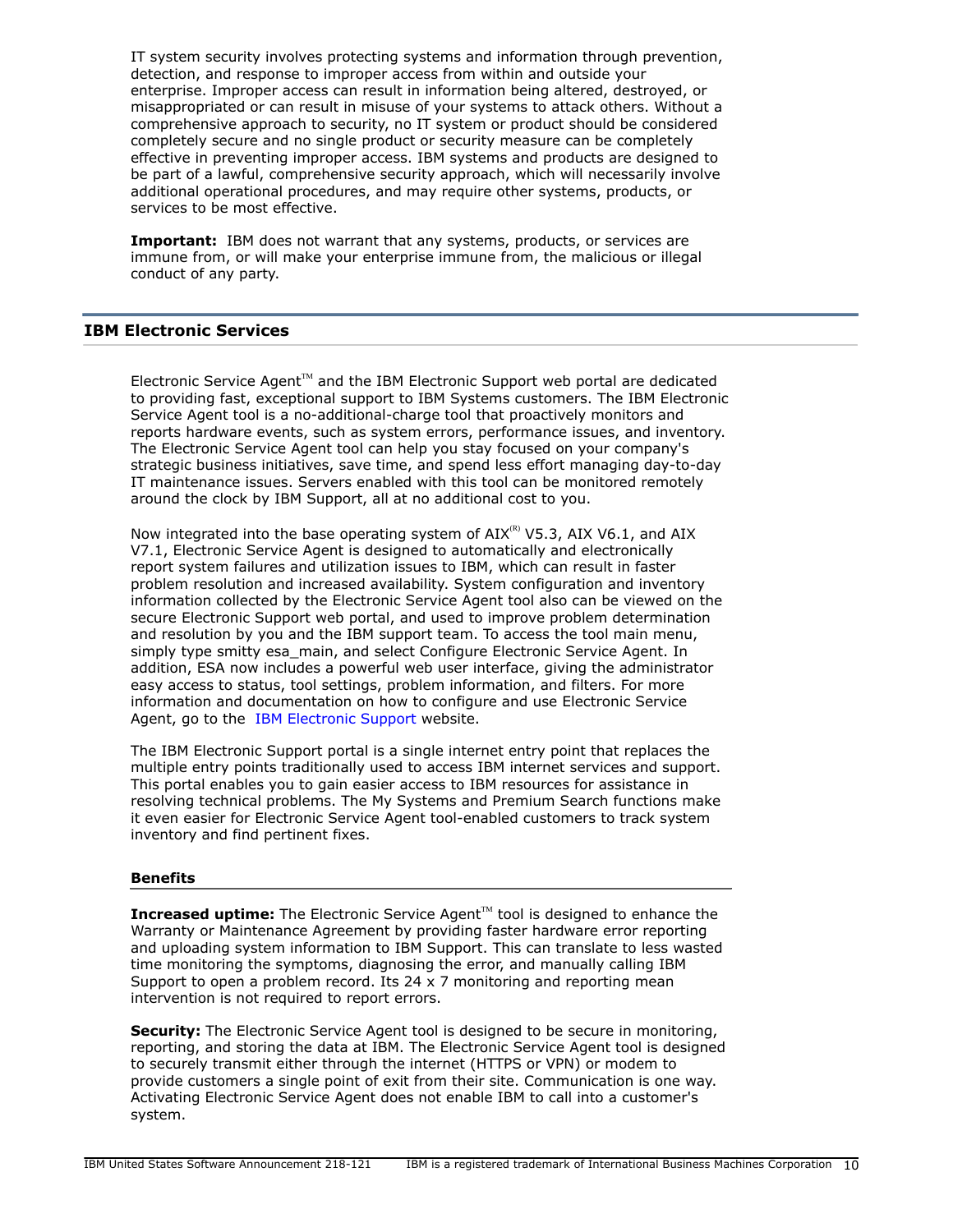IT system security involves protecting systems and information through prevention, detection, and response to improper access from within and outside your enterprise. Improper access can result in information being altered, destroyed, or misappropriated or can result in misuse of your systems to attack others. Without a comprehensive approach to security, no IT system or product should be considered completely secure and no single product or security measure can be completely effective in preventing improper access. IBM systems and products are designed to be part of a lawful, comprehensive security approach, which will necessarily involve additional operational procedures, and may require other systems, products, or services to be most effective.

**Important:** IBM does not warrant that any systems, products, or services are immune from, or will make your enterprise immune from, the malicious or illegal conduct of any party.

## IBM Electronic Services

Electronic Service Agent™ and the IBM Electronic Support web portal are dedicated to providing fast, exceptional support to IBM Systems customers. The IBM Electronic Service Agent tool is a no-additional-charge tool that proactively monitors and reports hardware events, such as system errors, performance issues, and inventory. The Electronic Service Agent tool can help you stay focused on your company's strategic business initiatives, save time, and spend less effort managing day-to-day IT maintenance issues. Servers enabled with this tool can be monitored remotely around the clock by IBM Support, all at no additional cost to you.

Now integrated into the base operating system of AIX(R) V5.3, AIX V6.1, and AIX V7.1, Electronic Service Agent is designed to automatically and electronically report system failures and utilization issues to IBM, which can result in faster problem resolution and increased availability. System configuration and inventory information collected by the Electronic Service Agent tool also can be viewed on the secure Electronic Support web portal, and used to improve problem determination and resolution by you and the IBM support team. To access the tool main menu, simply type smitty esa_main, and select Configure Electronic Service Agent. In addition, ESA now includes a powerful web user interface, giving the administrator easy access to status, tool settings, problem information, and filters. For more information and documentation on how to configure and use Electronic Service Agent, go to the IBM Electronic Support website.

The IBM Electronic Support portal is a single internet entry point that replaces the multiple entry points traditionally used to access IBM internet services and support. This portal enables you to gain easier access to IBM resources for assistance in resolving technical problems. The My Systems and Premium Search functions make it even easier for Electronic Service Agent tool-enabled customers to track system inventory and find pertinent fixes.

### Benefits

**Increased uptime:** The Electronic Service Agent™ tool is designed to enhance the Warranty or Maintenance Agreement by providing faster hardware error reporting and uploading system information to IBM Support. This can translate to less wasted time monitoring the symptoms, diagnosing the error, and manually calling IBM Support to open a problem record. Its 24 x 7 monitoring and reporting mean intervention is not required to report errors.

**Security:** The Electronic Service Agent tool is designed to be secure in monitoring, reporting, and storing the data at IBM. The Electronic Service Agent tool is designed to securely transmit either through the internet (HTTPS or VPN) or modem to provide customers a single point of exit from their site. Communication is one way. Activating Electronic Service Agent does not enable IBM to call into a customer's system.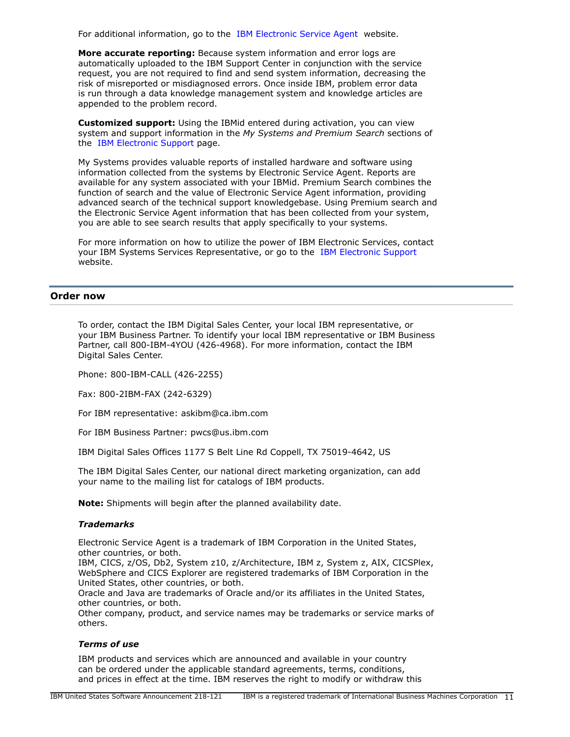For additional information, go to the IBM Electronic Service Agent website.

**More accurate reporting:** Because system information and error logs are automatically uploaded to the IBM Support Center in conjunction with the service request, you are not required to find and send system information, decreasing the risk of misreported or misdiagnosed errors. Once inside IBM, problem error data is run through a data knowledge management system and knowledge articles are appended to the problem record.

**Customized support:** Using the IBMid entered during activation, you can view system and support information in the *My Systems and Premium Search* sections of the IBM Electronic Support page.

My Systems provides valuable reports of installed hardware and software using information collected from the systems by Electronic Service Agent. Reports are available for any system associated with your IBMid. Premium Search combines the function of search and the value of Electronic Service Agent information, providing advanced search of the technical support knowledgebase. Using Premium search and the Electronic Service Agent information that has been collected from your system, you are able to see search results that apply specifically to your systems.

For more information on how to utilize the power of IBM Electronic Services, contact your IBM Systems Services Representative, or go to the IBM Electronic Support website.

## Order now

To order, contact the IBM Digital Sales Center, your local IBM representative, or your IBM Business Partner. To identify your local IBM representative or IBM Business Partner, call 800-IBM-4YOU (426-4968). For more information, contact the IBM Digital Sales Center.

Phone: 800-IBM-CALL (426-2255)

Fax: 800-2IBM-FAX (242-6329)

For IBM representative: askibm@ca.ibm.com

For IBM Business Partner: pwcs@us.ibm.com

IBM Digital Sales Offices 1177 S Belt Line Rd Coppell, TX 75019-4642, US

The IBM Digital Sales Center, our national direct marketing organization, can add your name to the mailing list for catalogs of IBM products.

**Note:** Shipments will begin after the planned availability date.

### *Trademarks*

Electronic Service Agent is a trademark of IBM Corporation in the United States, other countries, or both.
IBM, CICS, z/OS, Db2, System z10, z/Architecture, IBM z, System z, AIX, CICSPlex, WebSphere and CICS Explorer are registered trademarks of IBM Corporation in the United States, other countries, or both.
Oracle and Java are trademarks of Oracle and/or its affiliates in the United States, other countries, or both.
Other company, product, and service names may be trademarks or service marks of others.

### *Terms of use*

IBM products and services which are announced and available in your country can be ordered under the applicable standard agreements, terms, conditions, and prices in effect at the time. IBM reserves the right to modify or withdraw this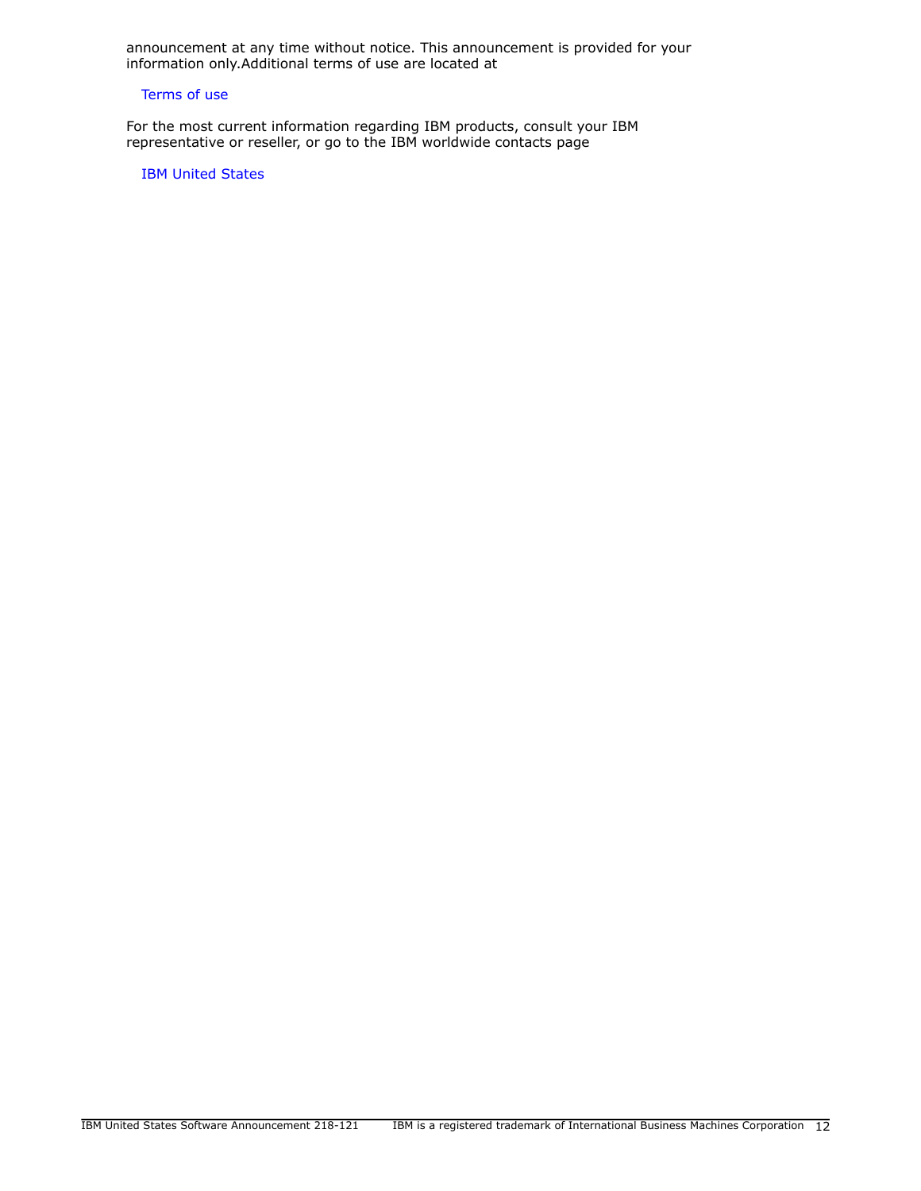announcement at any time without notice. This announcement is provided for your information only.Additional terms of use are located at

Terms of use

For the most current information regarding IBM products, consult your IBM representative or reseller, or go to the IBM worldwide contacts page

IBM United States